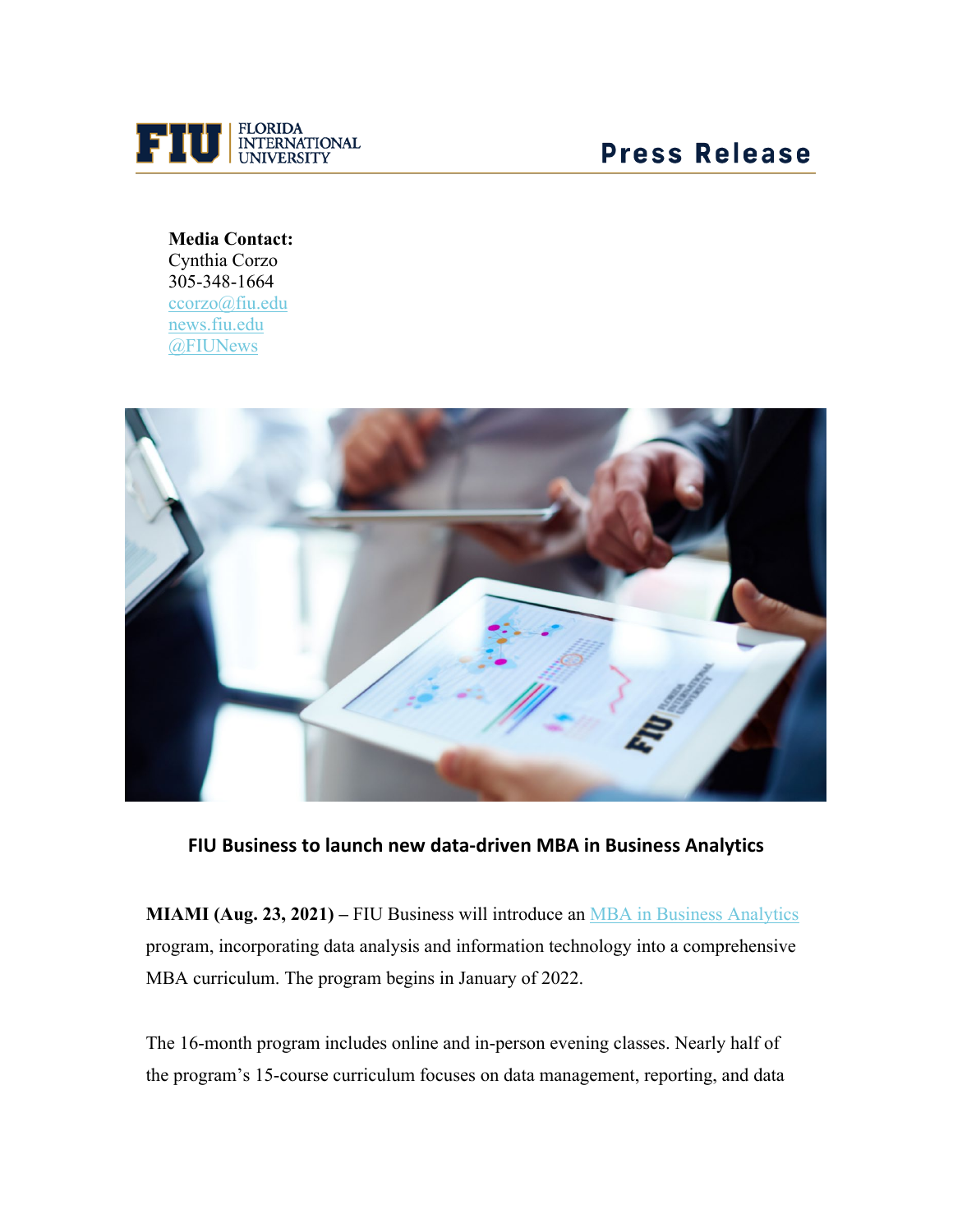FIU | FLORIDA INTERNATIONAL UNIVERSITY

**Press Release**

**Media Contact:**
Cynthia Corzo
305-348-1664
ccorzo@fiu.edu
news.fiu.edu
@FIUNews

## FIU Business to launch new data-driven MBA in Business Analytics

**MIAMI (Aug. 23, 2021) –** FIU Business will introduce an MBA in Business Analytics program, incorporating data analysis and information technology into a comprehensive MBA curriculum. The program begins in January of 2022.

The 16-month program includes online and in-person evening classes. Nearly half of the program's 15-course curriculum focuses on data management, reporting, and data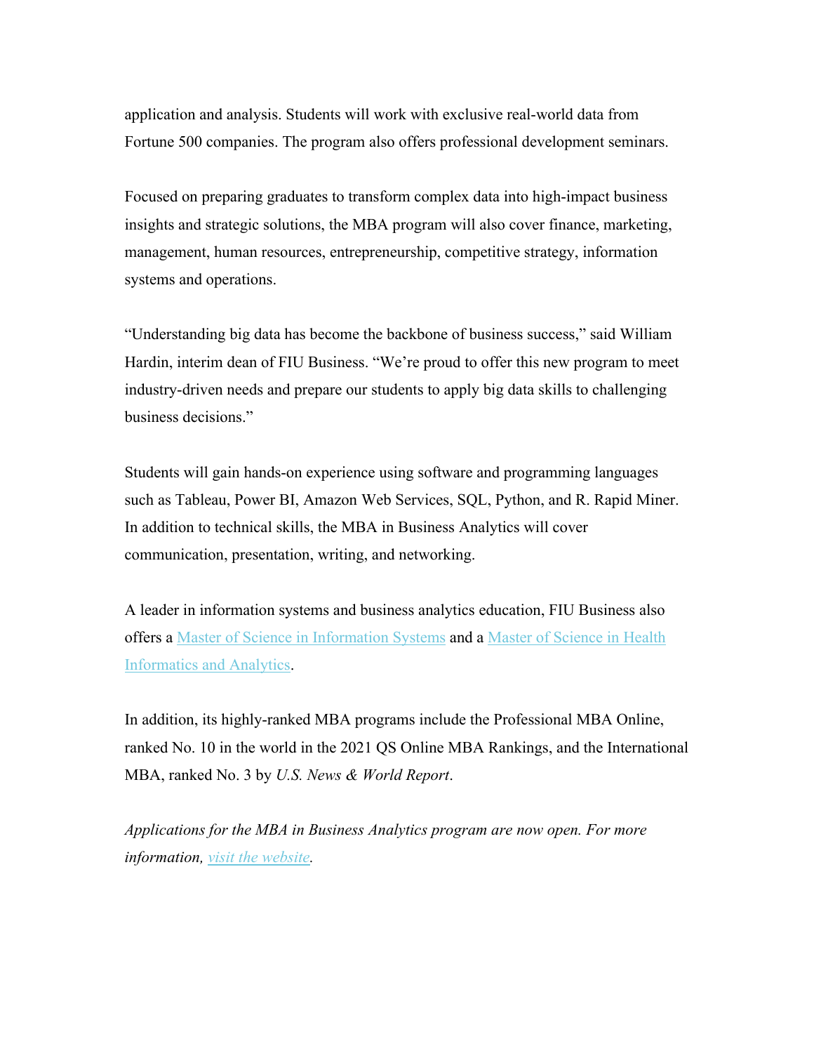application and analysis. Students will work with exclusive real-world data from Fortune 500 companies. The program also offers professional development seminars.

Focused on preparing graduates to transform complex data into high-impact business insights and strategic solutions, the MBA program will also cover finance, marketing, management, human resources, entrepreneurship, competitive strategy, information systems and operations.

"Understanding big data has become the backbone of business success," said William Hardin, interim dean of FIU Business. "We're proud to offer this new program to meet industry-driven needs and prepare our students to apply big data skills to challenging business decisions."

Students will gain hands-on experience using software and programming languages such as Tableau, Power BI, Amazon Web Services, SQL, Python, and R. Rapid Miner. In addition to technical skills, the MBA in Business Analytics will cover communication, presentation, writing, and networking.

A leader in information systems and business analytics education, FIU Business also offers a Master of Science in Information Systems and a Master of Science in Health Informatics and Analytics.

In addition, its highly-ranked MBA programs include the Professional MBA Online, ranked No. 10 in the world in the 2021 QS Online MBA Rankings, and the International MBA, ranked No. 3 by *U.S. News & World Report*.

*Applications for the MBA in Business Analytics program are now open. For more information, visit the website.*